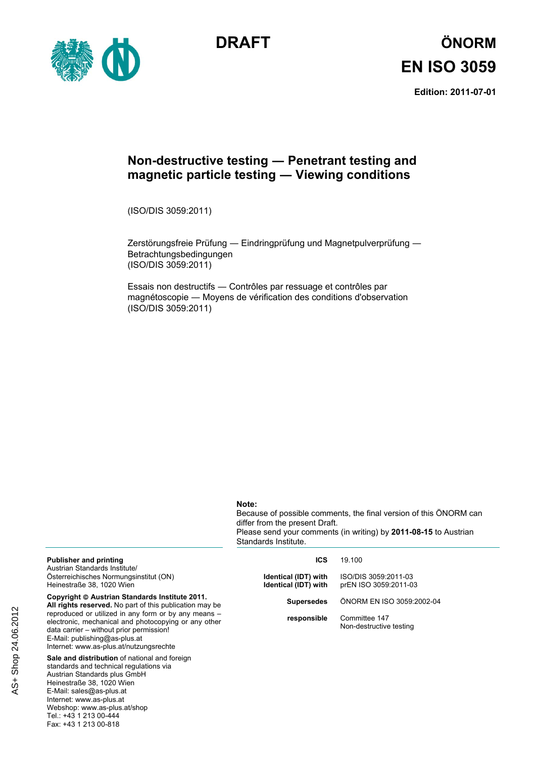**DRAFT**

# ÖNORM EN ISO 3059

**Edition: 2011-07-01**

## Non-destructive testing — Penetrant testing and magnetic particle testing — Viewing conditions

(ISO/DIS 3059:2011)

Zerstörungsfreie Prüfung — Eindringprüfung und Magnetpulverprüfung — Betrachtungsbedingungen
(ISO/DIS 3059:2011)

Essais non destructifs — Contrôles par ressuage et contrôles par magnétoscopie — Moyens de vérification des conditions d'observation
(ISO/DIS 3059:2011)

**Note:**
Because of possible comments, the final version of this ÖNORM can differ from the present Draft.
Please send your comments (in writing) by **2011-08-15** to Austrian Standards Institute.

**Publisher and printing**
Austrian Standards Institute/
Österreichisches Normungsinstitut (ON)
Heinestraße 38, 1020 Wien

**Copyright © Austrian Standards Institute 2011.**
**All rights reserved.** No part of this publication may be reproduced or utilized in any form or by any means – electronic, mechanical and photocopying or any other data carrier – without prior permission!
E-Mail: publishing@as-plus.at
Internet: www.as-plus.at/nutzungsrechte

**Sale and distribution** of national and foreign standards and technical regulations via
Austrian Standards plus GmbH
Heinestraße 38, 1020 Wien
E-Mail: sales@as-plus.at
Internet: www.as-plus.at
Webshop: www.as-plus.at/shop
Tel.: +43 1 213 00-444
Fax: +43 1 213 00-818

| | |
|---|---|
| **ICS** | 19.100 |
| **Identical (IDT) with** | ISO/DIS 3059:2011-03 |
| **Identical (IDT) with** | prEN ISO 3059:2011-03 |
| **Supersedes** | ÖNORM EN ISO 3059:2002-04 |
| **responsible** | Committee 147<br>Non-destructive testing |

AS+ Shop 24.06.2012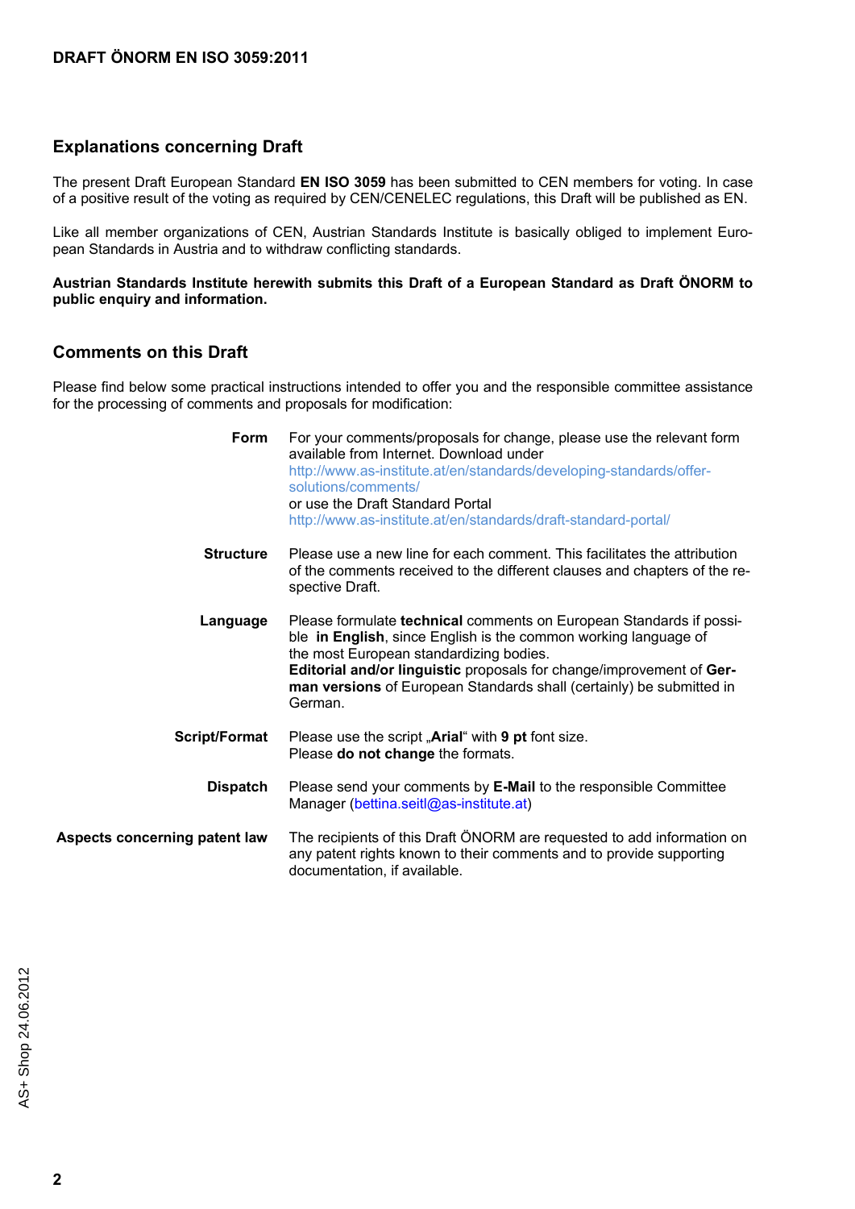## Explanations concerning Draft

The present Draft European Standard **EN ISO 3059** has been submitted to CEN members for voting. In case of a positive result of the voting as required by CEN/CENELEC regulations, this Draft will be published as EN.

Like all member organizations of CEN, Austrian Standards Institute is basically obliged to implement European Standards in Austria and to withdraw conflicting standards.

**Austrian Standards Institute herewith submits this Draft of a European Standard as Draft ÖNORM to public enquiry and information.**

## Comments on this Draft

Please find below some practical instructions intended to offer you and the responsible committee assistance for the processing of comments and proposals for modification:

| | |
|---|---|
| **Form** | For your comments/proposals for change, please use the relevant form available from Internet. Download under http://www.as-institute.at/en/standards/developing-standards/offer-solutions/comments/ or use the Draft Standard Portal http://www.as-institute.at/en/standards/draft-standard-portal/ |
| **Structure** | Please use a new line for each comment. This facilitates the attribution of the comments received to the different clauses and chapters of the respective Draft. |
| **Language** | Please formulate **technical** comments on European Standards if possible **in English**, since English is the common working language of the most European standardizing bodies. **Editorial and/or linguistic** proposals for change/improvement of **German versions** of European Standards shall (certainly) be submitted in German. |
| **Script/Format** | Please use the script „**Arial**“ with **9 pt** font size. Please **do not change** the formats. |
| **Dispatch** | Please send your comments by **E-Mail** to the responsible Committee Manager (bettina.seitl@as-institute.at) |
| **Aspects concerning patent law** | The recipients of this Draft ÖNORM are requested to add information on any patent rights known to their comments and to provide supporting documentation, if available. |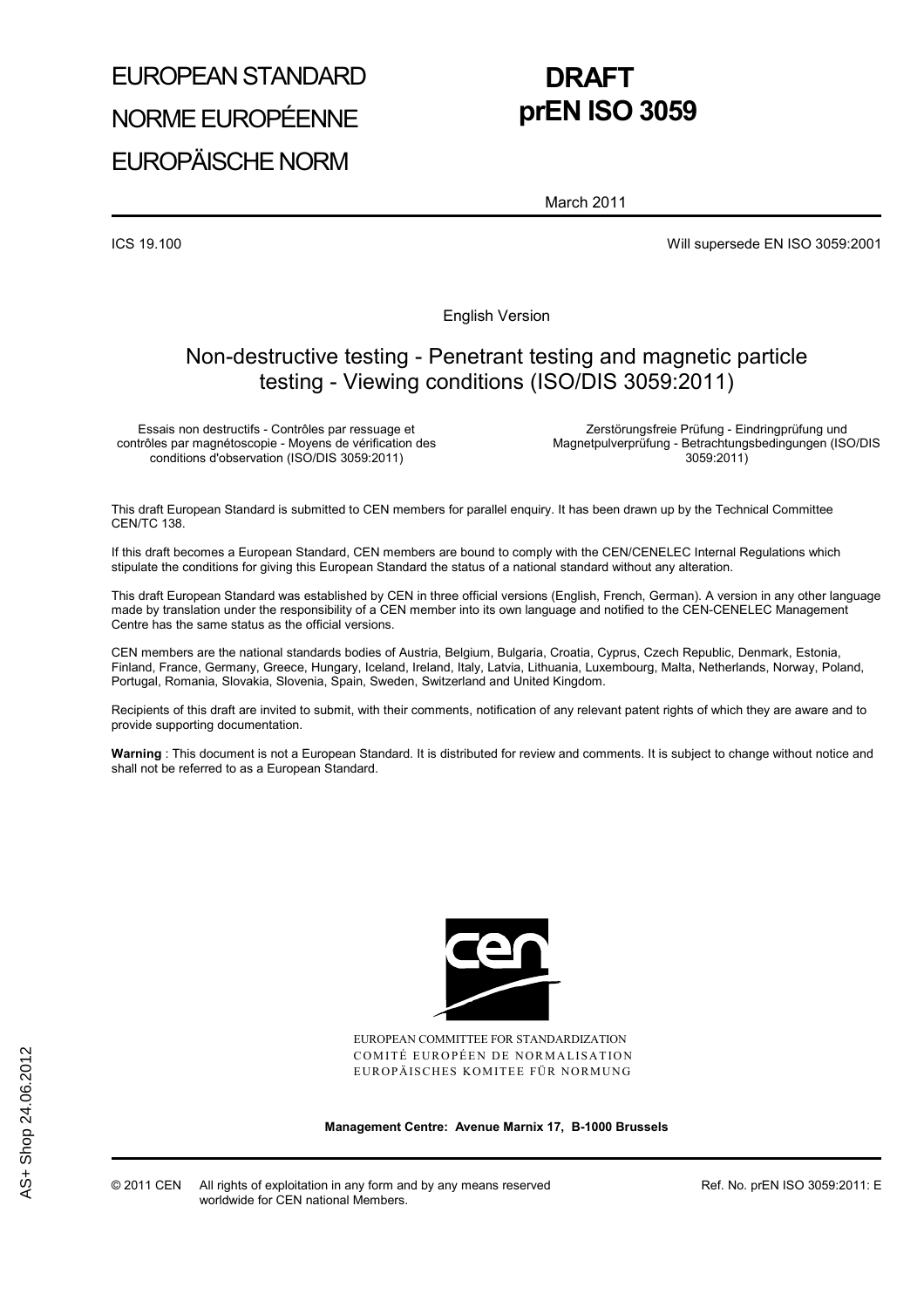# EUROPEAN STANDARD
# NORME EUROPÉENNE
# EUROPÄISCHE NORM

# DRAFT
# prEN ISO 3059

March 2011

ICS 19.100

Will supersede EN ISO 3059:2001

English Version

## Non-destructive testing - Penetrant testing and magnetic particle testing - Viewing conditions (ISO/DIS 3059:2011)

Essais non destructifs - Contrôles par ressuage et contrôles par magnétoscopie - Moyens de vérification des conditions d'observation (ISO/DIS 3059:2011)

Zerstörungsfreie Prüfung - Eindringprüfung und Magnetpulverprüfung - Betrachtungsbedingungen (ISO/DIS 3059:2011)

This draft European Standard is submitted to CEN members for parallel enquiry. It has been drawn up by the Technical Committee CEN/TC 138.

If this draft becomes a European Standard, CEN members are bound to comply with the CEN/CENELEC Internal Regulations which stipulate the conditions for giving this European Standard the status of a national standard without any alteration.

This draft European Standard was established by CEN in three official versions (English, French, German). A version in any other language made by translation under the responsibility of a CEN member into its own language and notified to the CEN-CENELEC Management Centre has the same status as the official versions.

CEN members are the national standards bodies of Austria, Belgium, Bulgaria, Croatia, Cyprus, Czech Republic, Denmark, Estonia, Finland, France, Germany, Greece, Hungary, Iceland, Ireland, Italy, Latvia, Lithuania, Luxembourg, Malta, Netherlands, Norway, Poland, Portugal, Romania, Slovakia, Slovenia, Spain, Sweden, Switzerland and United Kingdom.

Recipients of this draft are invited to submit, with their comments, notification of any relevant patent rights of which they are aware and to provide supporting documentation.

**Warning** : This document is not a European Standard. It is distributed for review and comments. It is subject to change without notice and shall not be referred to as a European Standard.

EUROPEAN COMMITTEE FOR STANDARDIZATION
COMITÉ EUROPÉEN DE NORMALISATION
EUROPÄISCHES KOMITEE FÜR NORMUNG

**Management Centre: Avenue Marnix 17, B-1000 Brussels**

© 2011 CEN All rights of exploitation in any form and by any means reserved worldwide for CEN national Members.

Ref. No. prEN ISO 3059:2011: E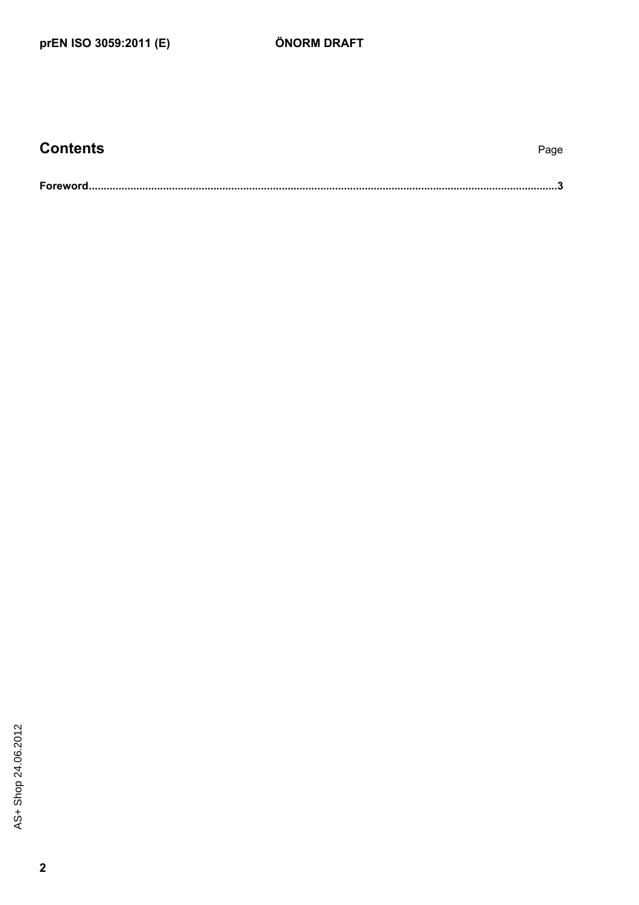# Contents

Page

**Foreword ........................................................................................................................................................ 3**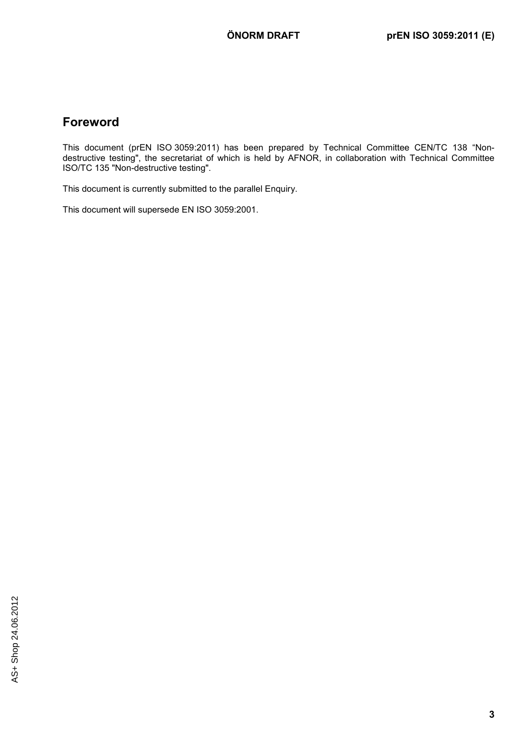## Foreword

This document (prEN ISO 3059:2011) has been prepared by Technical Committee CEN/TC 138 “Non-destructive testing", the secretariat of which is held by AFNOR, in collaboration with Technical Committee ISO/TC 135 "Non-destructive testing".

This document is currently submitted to the parallel Enquiry.

This document will supersede EN ISO 3059:2001.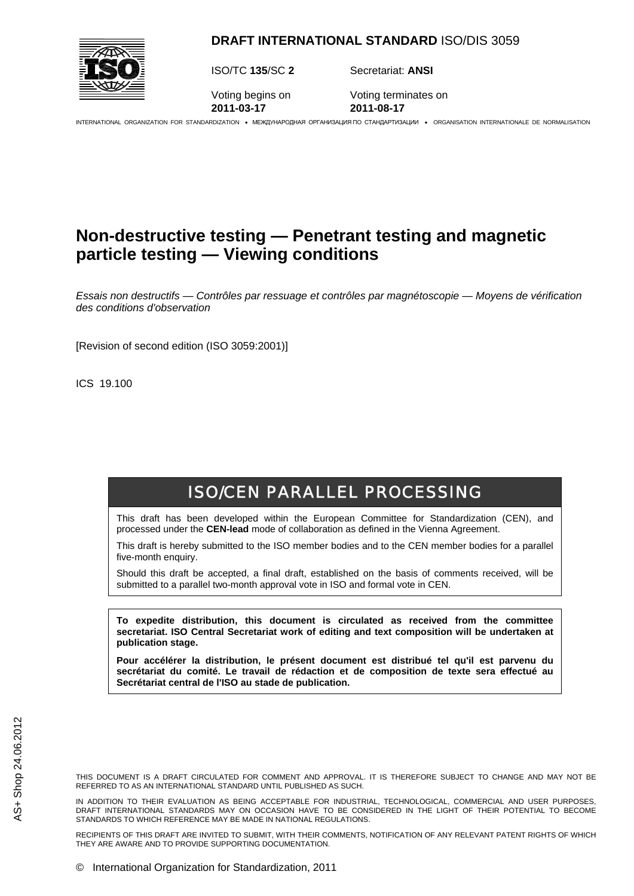**DRAFT INTERNATIONAL STANDARD** ISO/DIS 3059

ISO/TC **135**/SC **2** Secretariat: **ANSI**

Voting begins on **2011-03-17** Voting terminates on **2011-08-17**

INTERNATIONAL ORGANIZATION FOR STANDARDIZATION • МЕЖДУНАРОДНАЯ ОРГАНИЗАЦИЯ ПО СТАНДАРТИЗАЦИИ • ORGANISATION INTERNATIONALE DE NORMALISATION

# Non-destructive testing — Penetrant testing and magnetic particle testing — Viewing conditions

*Essais non destructifs — Contrôles par ressuage et contrôles par magnétoscopie — Moyens de vérification des conditions d'observation*

[Revision of second edition (ISO 3059:2001)]

ICS 19.100

## ISO/CEN PARALLEL PROCESSING

This draft has been developed within the European Committee for Standardization (CEN), and processed under the **CEN-lead** mode of collaboration as defined in the Vienna Agreement.

This draft is hereby submitted to the ISO member bodies and to the CEN member bodies for a parallel five-month enquiry.

Should this draft be accepted, a final draft, established on the basis of comments received, will be submitted to a parallel two-month approval vote in ISO and formal vote in CEN.

**To expedite distribution, this document is circulated as received from the committee secretariat. ISO Central Secretariat work of editing and text composition will be undertaken at publication stage.**

**Pour accélérer la distribution, le présent document est distribué tel qu'il est parvenu du secrétariat du comité. Le travail de rédaction et de composition de texte sera effectué au Secrétariat central de l'ISO au stade de publication.**

AS+ Shop 24.06.2012

THIS DOCUMENT IS A DRAFT CIRCULATED FOR COMMENT AND APPROVAL. IT IS THEREFORE SUBJECT TO CHANGE AND MAY NOT BE REFERRED TO AS AN INTERNATIONAL STANDARD UNTIL PUBLISHED AS SUCH.

IN ADDITION TO THEIR EVALUATION AS BEING ACCEPTABLE FOR INDUSTRIAL, TECHNOLOGICAL, COMMERCIAL AND USER PURPOSES, DRAFT INTERNATIONAL STANDARDS MAY ON OCCASION HAVE TO BE CONSIDERED IN THE LIGHT OF THEIR POTENTIAL TO BECOME STANDARDS TO WHICH REFERENCE MAY BE MADE IN NATIONAL REGULATIONS.

RECIPIENTS OF THIS DRAFT ARE INVITED TO SUBMIT, WITH THEIR COMMENTS, NOTIFICATION OF ANY RELEVANT PATENT RIGHTS OF WHICH THEY ARE AWARE AND TO PROVIDE SUPPORTING DOCUMENTATION.

© International Organization for Standardization, 2011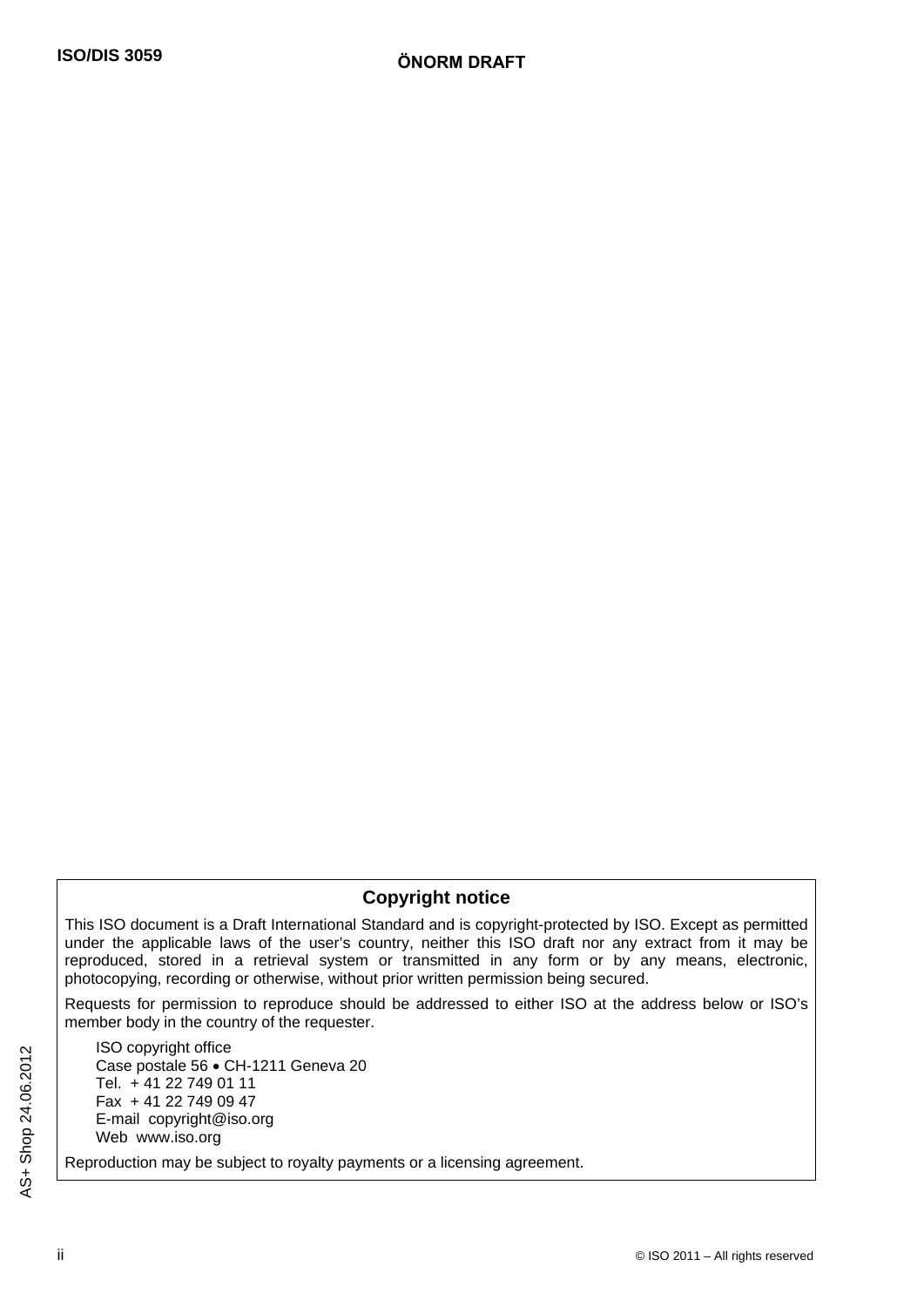## Copyright notice

This ISO document is a Draft International Standard and is copyright-protected by ISO. Except as permitted under the applicable laws of the user's country, neither this ISO draft nor any extract from it may be reproduced, stored in a retrieval system or transmitted in any form or by any means, electronic, photocopying, recording or otherwise, without prior written permission being secured.

Requests for permission to reproduce should be addressed to either ISO at the address below or ISO's member body in the country of the requester.

ISO copyright office
Case postale 56 • CH-1211 Geneva 20
Tel. + 41 22 749 01 11
Fax + 41 22 749 09 47
E-mail copyright@iso.org
Web www.iso.org

Reproduction may be subject to royalty payments or a licensing agreement.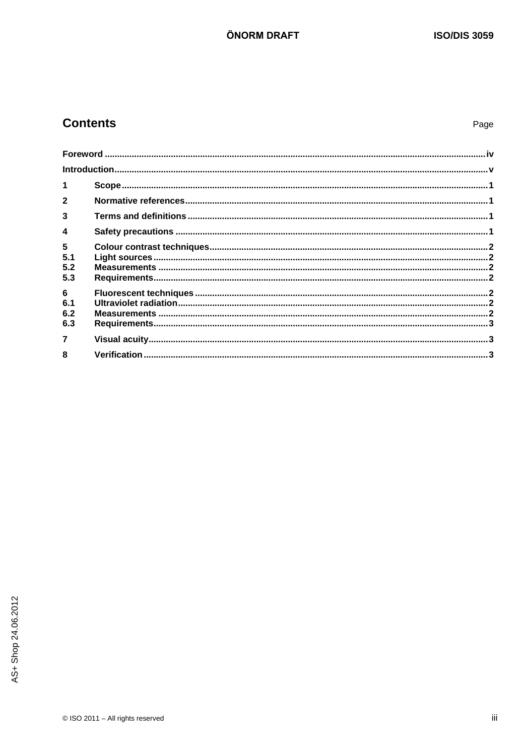# Contents

Page

| | | |
|---|---|---|
| **Foreword** | | **iv** |
| **Introduction** | | **v** |
| **1** | **Scope** | **1** |
| **2** | **Normative references** | **1** |
| **3** | **Terms and definitions** | **1** |
| **4** | **Safety precautions** | **1** |
| **5** | **Colour contrast techniques** | **2** |
| **5.1** | **Light sources** | **2** |
| **5.2** | **Measurements** | **2** |
| **5.3** | **Requirements** | **2** |
| **6** | **Fluorescent techniques** | **2** |
| **6.1** | **Ultraviolet radiation** | **2** |
| **6.2** | **Measurements** | **2** |
| **6.3** | **Requirements** | **3** |
| **7** | **Visual acuity** | **3** |
| **8** | **Verification** | **3** |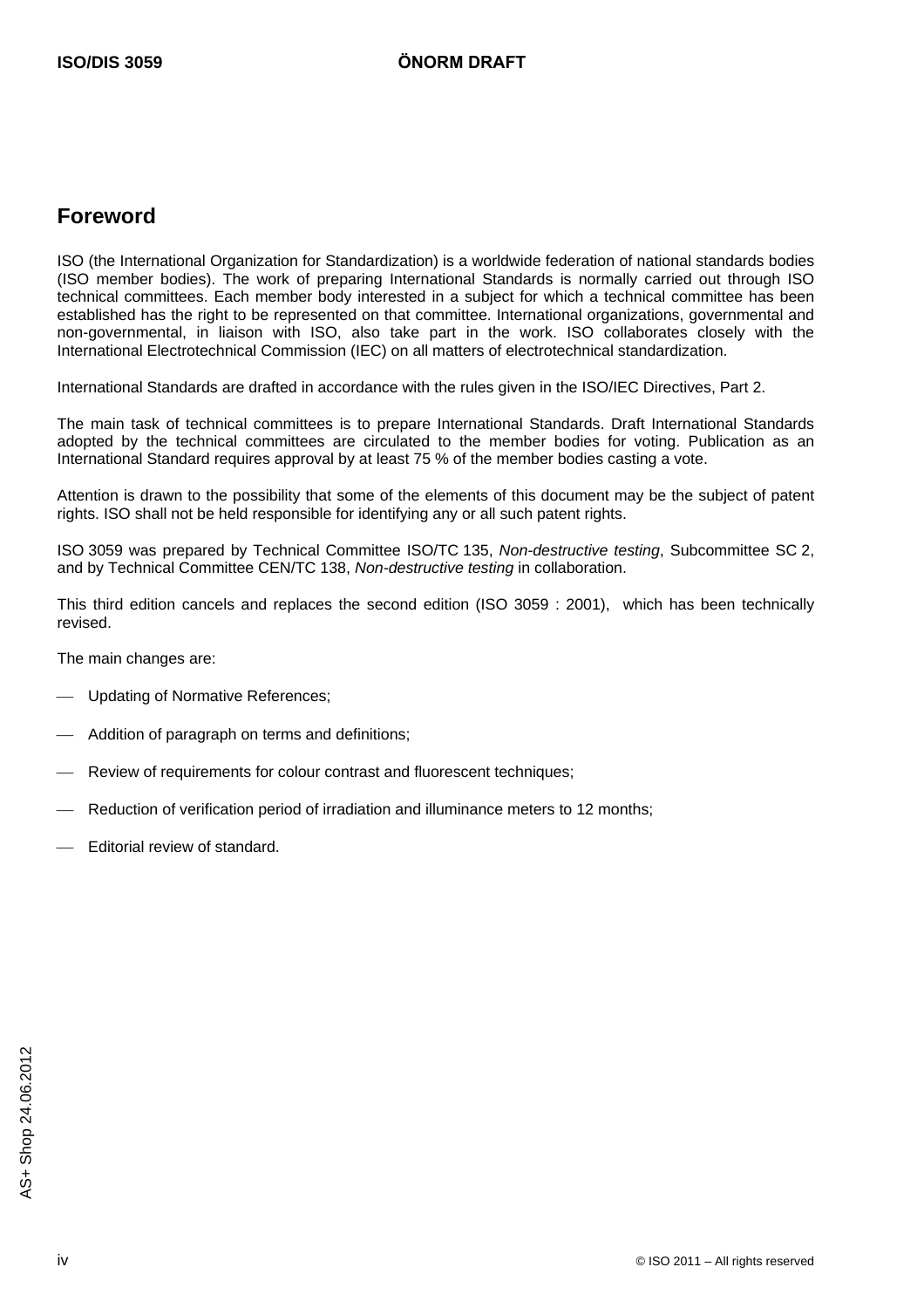## Foreword

ISO (the International Organization for Standardization) is a worldwide federation of national standards bodies (ISO member bodies). The work of preparing International Standards is normally carried out through ISO technical committees. Each member body interested in a subject for which a technical committee has been established has the right to be represented on that committee. International organizations, governmental and non-governmental, in liaison with ISO, also take part in the work. ISO collaborates closely with the International Electrotechnical Commission (IEC) on all matters of electrotechnical standardization.

International Standards are drafted in accordance with the rules given in the ISO/IEC Directives, Part 2.

The main task of technical committees is to prepare International Standards. Draft International Standards adopted by the technical committees are circulated to the member bodies for voting. Publication as an International Standard requires approval by at least 75 % of the member bodies casting a vote.

Attention is drawn to the possibility that some of the elements of this document may be the subject of patent rights. ISO shall not be held responsible for identifying any or all such patent rights.

ISO 3059 was prepared by Technical Committee ISO/TC 135, *Non-destructive testing*, Subcommittee SC 2, and by Technical Committee CEN/TC 138, *Non-destructive testing* in collaboration.

This third edition cancels and replaces the second edition (ISO 3059 : 2001), which has been technically revised.

The main changes are:

- Updating of Normative References;
- Addition of paragraph on terms and definitions;
- Review of requirements for colour contrast and fluorescent techniques;
- Reduction of verification period of irradiation and illuminance meters to 12 months;
- Editorial review of standard.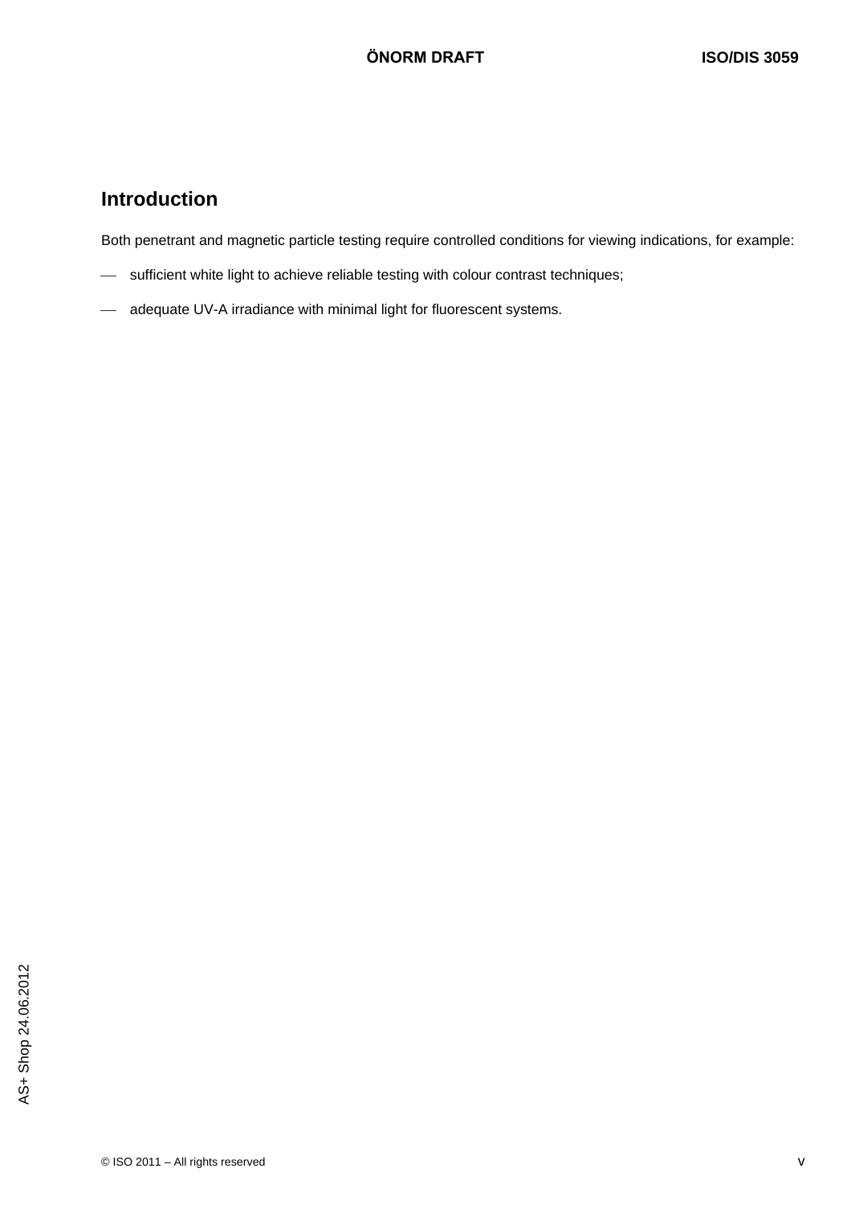## Introduction

Both penetrant and magnetic particle testing require controlled conditions for viewing indications, for example:

- sufficient white light to achieve reliable testing with colour contrast techniques;
- adequate UV-A irradiance with minimal light for fluorescent systems.